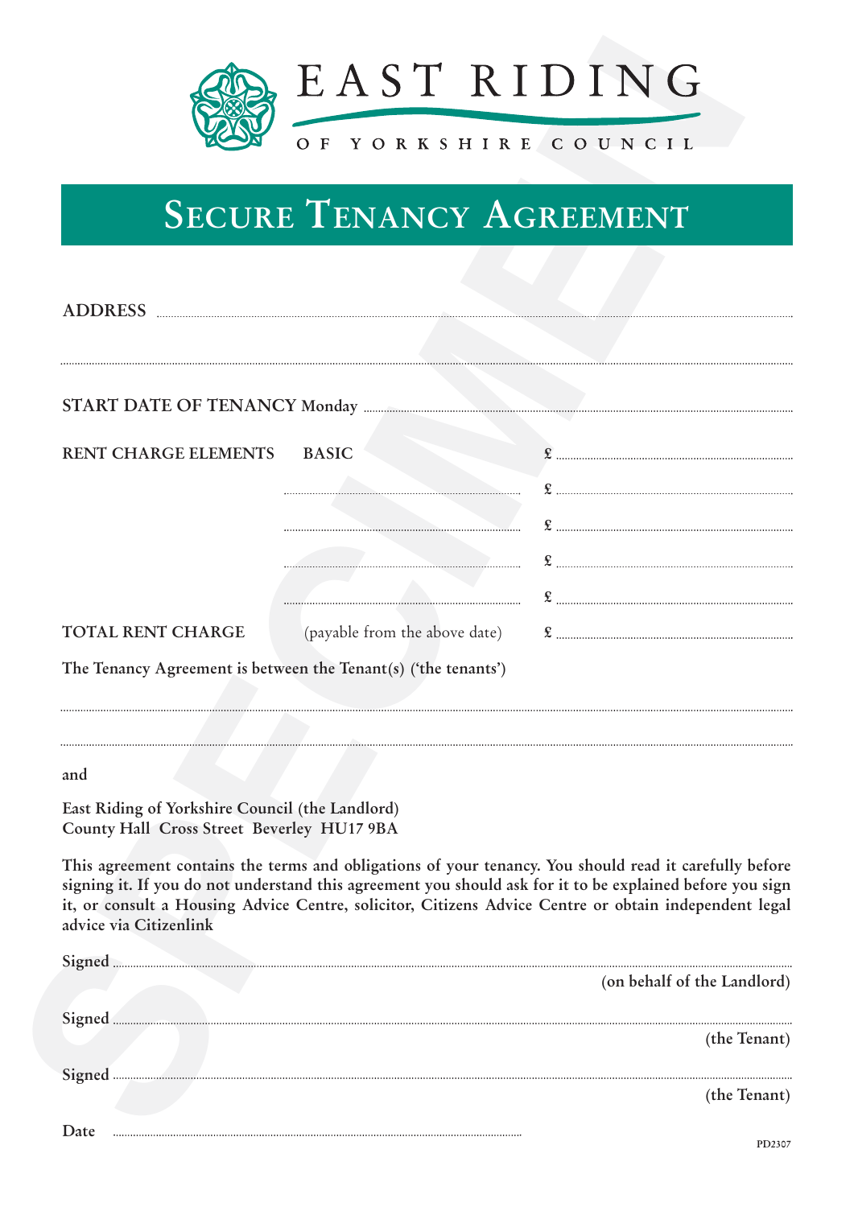# EAST RIDING OF YORKSHIRE COUNCIL

# SECURE TENANCY AGREEMENT

**ADDRESS** ..........................................................................................................

..........................................................................................................

**START DATE OF TENANCY Monday** ..........................................................................................................

| **RENT CHARGE ELEMENTS** | **BASIC** | £ .......................... |
|---|---|---|
| | .......................... | £ .......................... |
| | .......................... | £ .......................... |
| | .......................... | £ .......................... |
| | .......................... | £ .......................... |
| **TOTAL RENT CHARGE** | (payable from the above date) | £ .......................... |

**The Tenancy Agreement is between the Tenant(s) ('the tenants')**

..........................................................................................................

..........................................................................................................

**and**

**East Riding of Yorkshire Council (the Landlord)**
**County Hall Cross Street Beverley HU17 9BA**

**This agreement contains the terms and obligations of your tenancy. You should read it carefully before signing it. If you do not understand this agreement you should ask for it to be explained before you sign it, or consult a Housing Advice Centre, solicitor, Citizens Advice Centre or obtain independent legal advice via Citizenlink**

**Signed** ..........................................................................................................
**(on behalf of the Landlord)**

**Signed** ..........................................................................................................
**(the Tenant)**

**Signed** ..........................................................................................................
**(the Tenant)**

**Date** ..........................................................................................................

PD2307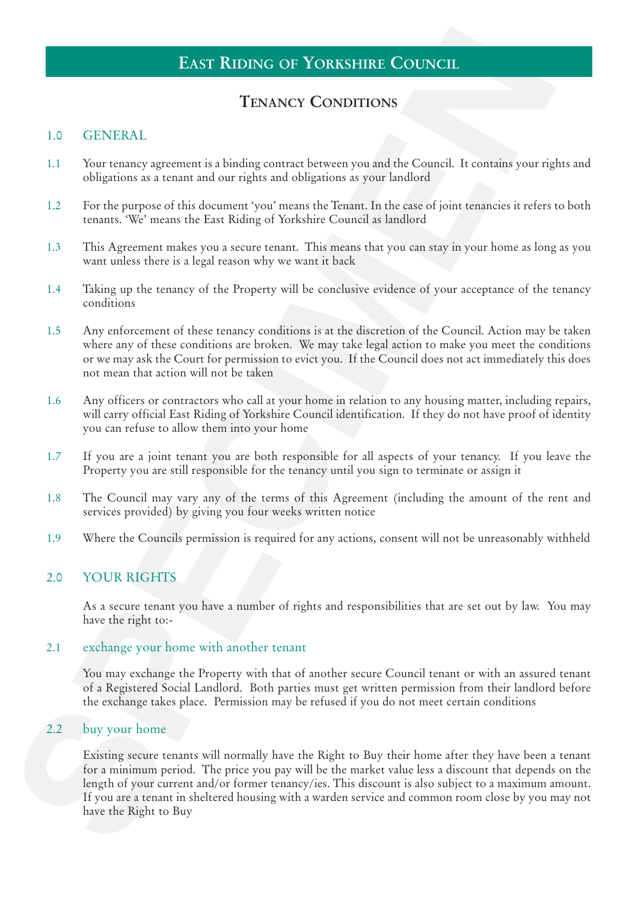# East Riding of Yorkshire Council

## Tenancy Conditions

### 1.0 GENERAL

1.1 Your tenancy agreement is a binding contract between you and the Council. It contains your rights and obligations as a tenant and our rights and obligations as your landlord

1.2 For the purpose of this document 'you' means the Tenant. In the case of joint tenancies it refers to both tenants. 'We' means the East Riding of Yorkshire Council as landlord

1.3 This Agreement makes you a secure tenant. This means that you can stay in your home as long as you want unless there is a legal reason why we want it back

1.4 Taking up the tenancy of the Property will be conclusive evidence of your acceptance of the tenancy conditions

1.5 Any enforcement of these tenancy conditions is at the discretion of the Council. Action may be taken where any of these conditions are broken. We may take legal action to make you meet the conditions or we may ask the Court for permission to evict you. If the Council does not act immediately this does not mean that action will not be taken

1.6 Any officers or contractors who call at your home in relation to any housing matter, including repairs, will carry official East Riding of Yorkshire Council identification. If they do not have proof of identity you can refuse to allow them into your home

1.7 If you are a joint tenant you are both responsible for all aspects of your tenancy. If you leave the Property you are still responsible for the tenancy until you sign to terminate or assign it

1.8 The Council may vary any of the terms of this Agreement (including the amount of the rent and services provided) by giving you four weeks written notice

1.9 Where the Councils permission is required for any actions, consent will not be unreasonably withheld

### 2.0 YOUR RIGHTS

As a secure tenant you have a number of rights and responsibilities that are set out by law. You may have the right to:-

#### 2.1 exchange your home with another tenant

You may exchange the Property with that of another secure Council tenant or with an assured tenant of a Registered Social Landlord. Both parties must get written permission from their landlord before the exchange takes place. Permission may be refused if you do not meet certain conditions

#### 2.2 buy your home

Existing secure tenants will normally have the Right to Buy their home after they have been a tenant for a minimum period. The price you pay will be the market value less a discount that depends on the length of your current and/or former tenancy/ies. This discount is also subject to a maximum amount. If you are a tenant in sheltered housing with a warden service and common room close by you may not have the Right to Buy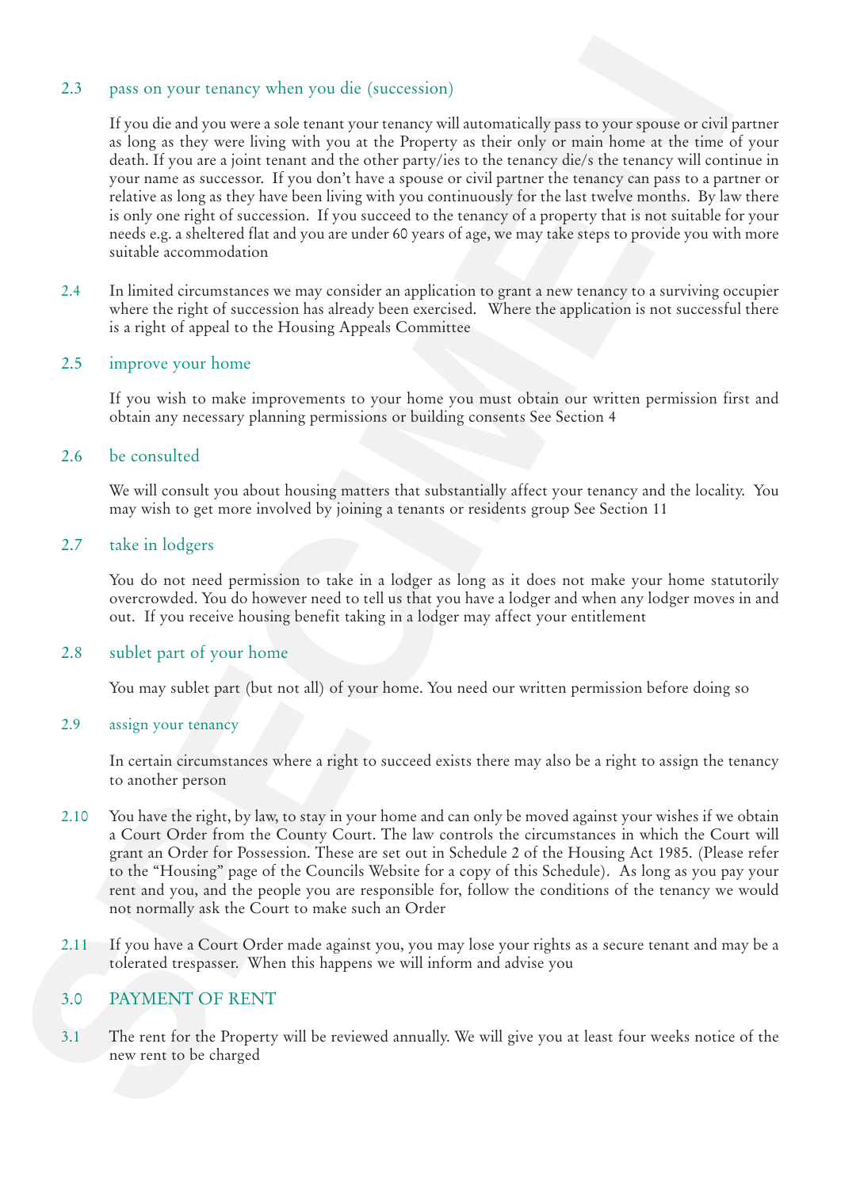2.3 pass on your tenancy when you die (succession)

If you die and you were a sole tenant your tenancy will automatically pass to your spouse or civil partner as long as they were living with you at the Property as their only or main home at the time of your death. If you are a joint tenant and the other party/ies to the tenancy die/s the tenancy will continue in your name as successor. If you don't have a spouse or civil partner the tenancy can pass to a partner or relative as long as they have been living with you continuously for the last twelve months. By law there is only one right of succession. If you succeed to the tenancy of a property that is not suitable for your needs e.g. a sheltered flat and you are under 60 years of age, we may take steps to provide you with more suitable accommodation

2.4 In limited circumstances we may consider an application to grant a new tenancy to a surviving occupier where the right of succession has already been exercised. Where the application is not successful there is a right of appeal to the Housing Appeals Committee

2.5 improve your home

If you wish to make improvements to your home you must obtain our written permission first and obtain any necessary planning permissions or building consents See Section 4

2.6 be consulted

We will consult you about housing matters that substantially affect your tenancy and the locality. You may wish to get more involved by joining a tenants or residents group See Section 11

2.7 take in lodgers

You do not need permission to take in a lodger as long as it does not make your home statutorily overcrowded. You do however need to tell us that you have a lodger and when any lodger moves in and out. If you receive housing benefit taking in a lodger may affect your entitlement

2.8 sublet part of your home

You may sublet part (but not all) of your home. You need our written permission before doing so

2.9 assign your tenancy

In certain circumstances where a right to succeed exists there may also be a right to assign the tenancy to another person

2.10 You have the right, by law, to stay in your home and can only be moved against your wishes if we obtain a Court Order from the County Court. The law controls the circumstances in which the Court will grant an Order for Possession. These are set out in Schedule 2 of the Housing Act 1985. (Please refer to the "Housing" page of the Councils Website for a copy of this Schedule). As long as you pay your rent and you, and the people you are responsible for, follow the conditions of the tenancy we would not normally ask the Court to make such an Order

2.11 If you have a Court Order made against you, you may lose your rights as a secure tenant and may be a tolerated trespasser. When this happens we will inform and advise you

## 3.0 PAYMENT OF RENT

3.1 The rent for the Property will be reviewed annually. We will give you at least four weeks notice of the new rent to be charged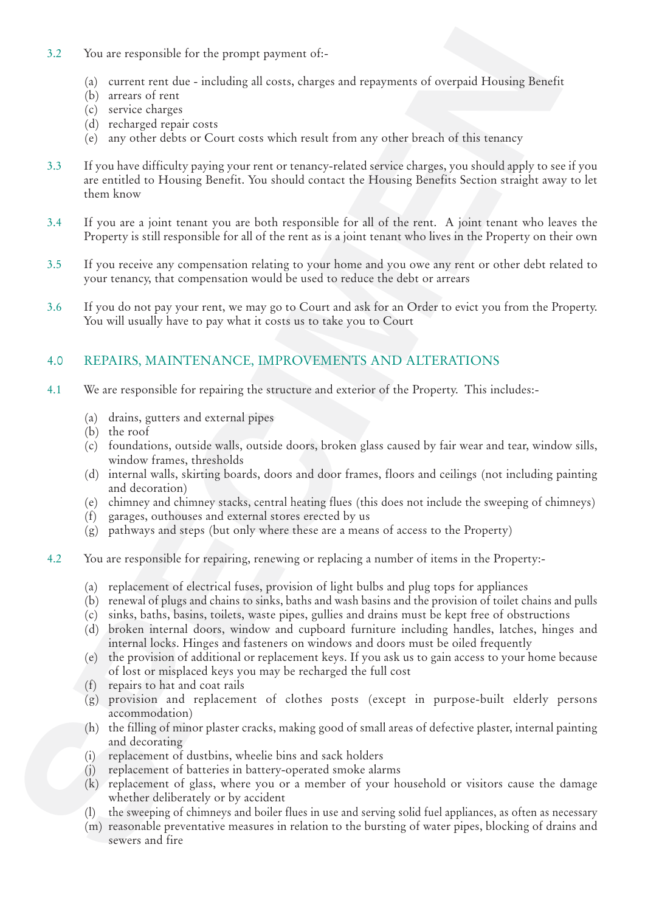3.2 You are responsible for the prompt payment of:-

(a) current rent due - including all costs, charges and repayments of overpaid Housing Benefit
(b) arrears of rent
(c) service charges
(d) recharged repair costs
(e) any other debts or Court costs which result from any other breach of this tenancy

3.3 If you have difficulty paying your rent or tenancy-related service charges, you should apply to see if you are entitled to Housing Benefit. You should contact the Housing Benefits Section straight away to let them know

3.4 If you are a joint tenant you are both responsible for all of the rent. A joint tenant who leaves the Property is still responsible for all of the rent as is a joint tenant who lives in the Property on their own

3.5 If you receive any compensation relating to your home and you owe any rent or other debt related to your tenancy, that compensation would be used to reduce the debt or arrears

3.6 If you do not pay your rent, we may go to Court and ask for an Order to evict you from the Property. You will usually have to pay what it costs us to take you to Court

## 4.0 REPAIRS, MAINTENANCE, IMPROVEMENTS AND ALTERATIONS

4.1 We are responsible for repairing the structure and exterior of the Property. This includes:-

(a) drains, gutters and external pipes
(b) the roof
(c) foundations, outside walls, outside doors, broken glass caused by fair wear and tear, window sills, window frames, thresholds
(d) internal walls, skirting boards, doors and door frames, floors and ceilings (not including painting and decoration)
(e) chimney and chimney stacks, central heating flues (this does not include the sweeping of chimneys)
(f) garages, outhouses and external stores erected by us
(g) pathways and steps (but only where these are a means of access to the Property)

4.2 You are responsible for repairing, renewing or replacing a number of items in the Property:-

(a) replacement of electrical fuses, provision of light bulbs and plug tops for appliances
(b) renewal of plugs and chains to sinks, baths and wash basins and the provision of toilet chains and pulls
(c) sinks, baths, basins, toilets, waste pipes, gullies and drains must be kept free of obstructions
(d) broken internal doors, window and cupboard furniture including handles, latches, hinges and internal locks. Hinges and fasteners on windows and doors must be oiled frequently
(e) the provision of additional or replacement keys. If you ask us to gain access to your home because of lost or misplaced keys you may be recharged the full cost
(f) repairs to hat and coat rails
(g) provision and replacement of clothes posts (except in purpose-built elderly persons accommodation)
(h) the filling of minor plaster cracks, making good of small areas of defective plaster, internal painting and decorating
(i) replacement of dustbins, wheelie bins and sack holders
(j) replacement of batteries in battery-operated smoke alarms
(k) replacement of glass, where you or a member of your household or visitors cause the damage whether deliberately or by accident
(l) the sweeping of chimneys and boiler flues in use and serving solid fuel appliances, as often as necessary
(m) reasonable preventative measures in relation to the bursting of water pipes, blocking of drains and sewers and fire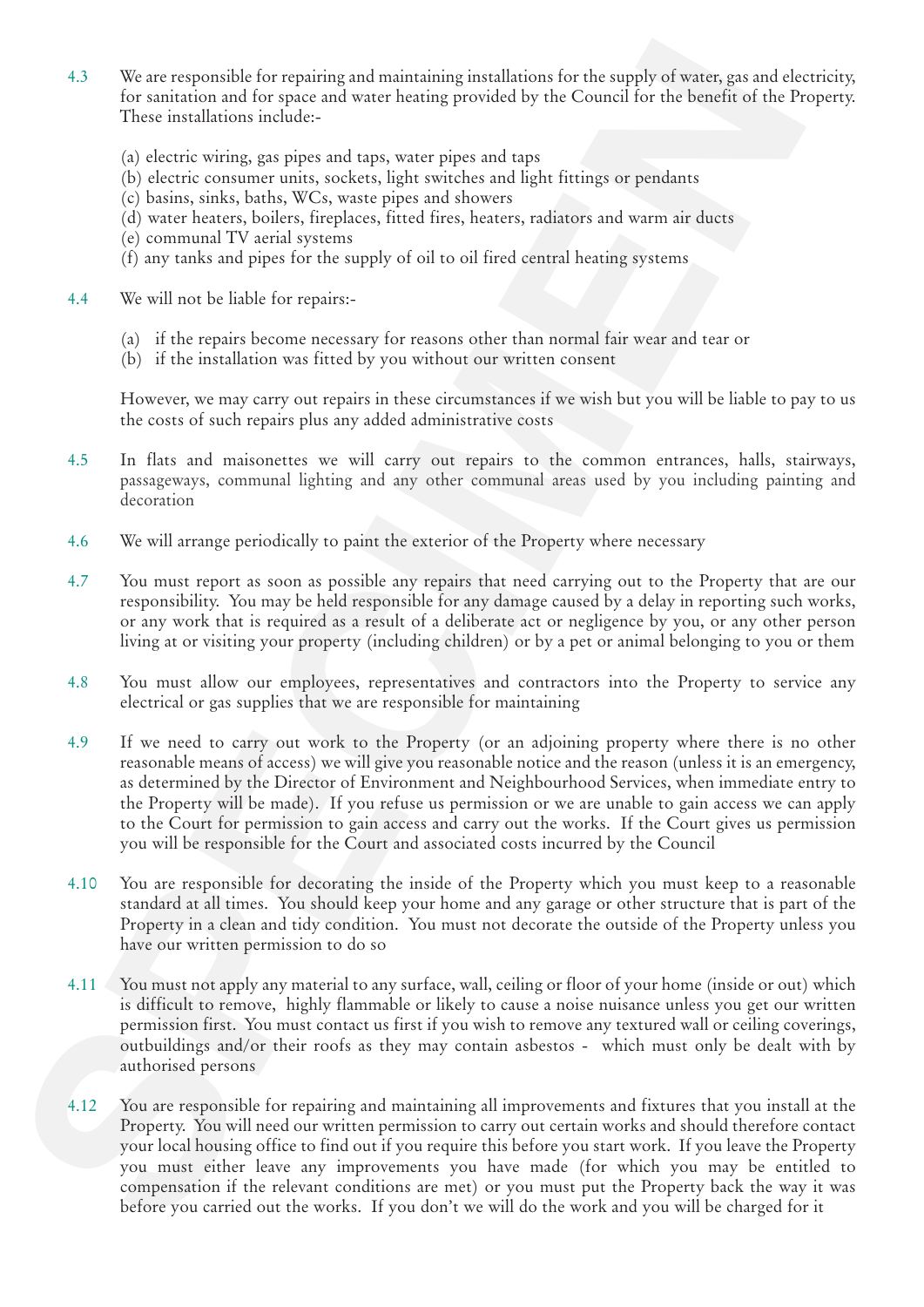4.3 We are responsible for repairing and maintaining installations for the supply of water, gas and electricity, for sanitation and for space and water heating provided by the Council for the benefit of the Property. These installations include:-

(a) electric wiring, gas pipes and taps, water pipes and taps
(b) electric consumer units, sockets, light switches and light fittings or pendants
(c) basins, sinks, baths, WCs, waste pipes and showers
(d) water heaters, boilers, fireplaces, fitted fires, heaters, radiators and warm air ducts
(e) communal TV aerial systems
(f) any tanks and pipes for the supply of oil to oil fired central heating systems

4.4 We will not be liable for repairs:-

(a) if the repairs become necessary for reasons other than normal fair wear and tear or
(b) if the installation was fitted by you without our written consent

However, we may carry out repairs in these circumstances if we wish but you will be liable to pay to us the costs of such repairs plus any added administrative costs

4.5 In flats and maisonettes we will carry out repairs to the common entrances, halls, stairways, passageways, communal lighting and any other communal areas used by you including painting and decoration

4.6 We will arrange periodically to paint the exterior of the Property where necessary

4.7 You must report as soon as possible any repairs that need carrying out to the Property that are our responsibility. You may be held responsible for any damage caused by a delay in reporting such works, or any work that is required as a result of a deliberate act or negligence by you, or any other person living at or visiting your property (including children) or by a pet or animal belonging to you or them

4.8 You must allow our employees, representatives and contractors into the Property to service any electrical or gas supplies that we are responsible for maintaining

4.9 If we need to carry out work to the Property (or an adjoining property where there is no other reasonable means of access) we will give you reasonable notice and the reason (unless it is an emergency, as determined by the Director of Environment and Neighbourhood Services, when immediate entry to the Property will be made). If you refuse us permission or we are unable to gain access we can apply to the Court for permission to gain access and carry out the works. If the Court gives us permission you will be responsible for the Court and associated costs incurred by the Council

4.10 You are responsible for decorating the inside of the Property which you must keep to a reasonable standard at all times. You should keep your home and any garage or other structure that is part of the Property in a clean and tidy condition. You must not decorate the outside of the Property unless you have our written permission to do so

4.11 You must not apply any material to any surface, wall, ceiling or floor of your home (inside or out) which is difficult to remove, highly flammable or likely to cause a noise nuisance unless you get our written permission first. You must contact us first if you wish to remove any textured wall or ceiling coverings, outbuildings and/or their roofs as they may contain asbestos - which must only be dealt with by authorised persons

4.12 You are responsible for repairing and maintaining all improvements and fixtures that you install at the Property. You will need our written permission to carry out certain works and should therefore contact your local housing office to find out if you require this before you start work. If you leave the Property you must either leave any improvements you have made (for which you may be entitled to compensation if the relevant conditions are met) or you must put the Property back the way it was before you carried out the works. If you don't we will do the work and you will be charged for it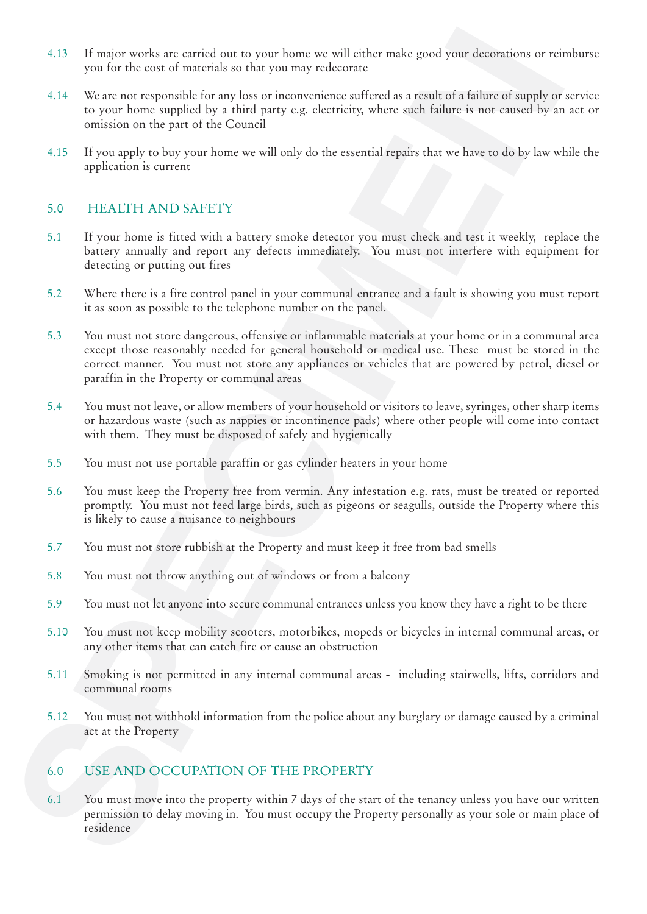4.13 If major works are carried out to your home we will either make good your decorations or reimburse you for the cost of materials so that you may redecorate

4.14 We are not responsible for any loss or inconvenience suffered as a result of a failure of supply or service to your home supplied by a third party e.g. electricity, where such failure is not caused by an act or omission on the part of the Council

4.15 If you apply to buy your home we will only do the essential repairs that we have to do by law while the application is current

## 5.0 HEALTH AND SAFETY

5.1 If your home is fitted with a battery smoke detector you must check and test it weekly, replace the battery annually and report any defects immediately. You must not interfere with equipment for detecting or putting out fires

5.2 Where there is a fire control panel in your communal entrance and a fault is showing you must report it as soon as possible to the telephone number on the panel.

5.3 You must not store dangerous, offensive or inflammable materials at your home or in a communal area except those reasonably needed for general household or medical use. These must be stored in the correct manner. You must not store any appliances or vehicles that are powered by petrol, diesel or paraffin in the Property or communal areas

5.4 You must not leave, or allow members of your household or visitors to leave, syringes, other sharp items or hazardous waste (such as nappies or incontinence pads) where other people will come into contact with them. They must be disposed of safely and hygienically

5.5 You must not use portable paraffin or gas cylinder heaters in your home

5.6 You must keep the Property free from vermin. Any infestation e.g. rats, must be treated or reported promptly. You must not feed large birds, such as pigeons or seagulls, outside the Property where this is likely to cause a nuisance to neighbours

5.7 You must not store rubbish at the Property and must keep it free from bad smells

5.8 You must not throw anything out of windows or from a balcony

5.9 You must not let anyone into secure communal entrances unless you know they have a right to be there

5.10 You must not keep mobility scooters, motorbikes, mopeds or bicycles in internal communal areas, or any other items that can catch fire or cause an obstruction

5.11 Smoking is not permitted in any internal communal areas - including stairwells, lifts, corridors and communal rooms

5.12 You must not withhold information from the police about any burglary or damage caused by a criminal act at the Property

## 6.0 USE AND OCCUPATION OF THE PROPERTY

6.1 You must move into the property within 7 days of the start of the tenancy unless you have our written permission to delay moving in. You must occupy the Property personally as your sole or main place of residence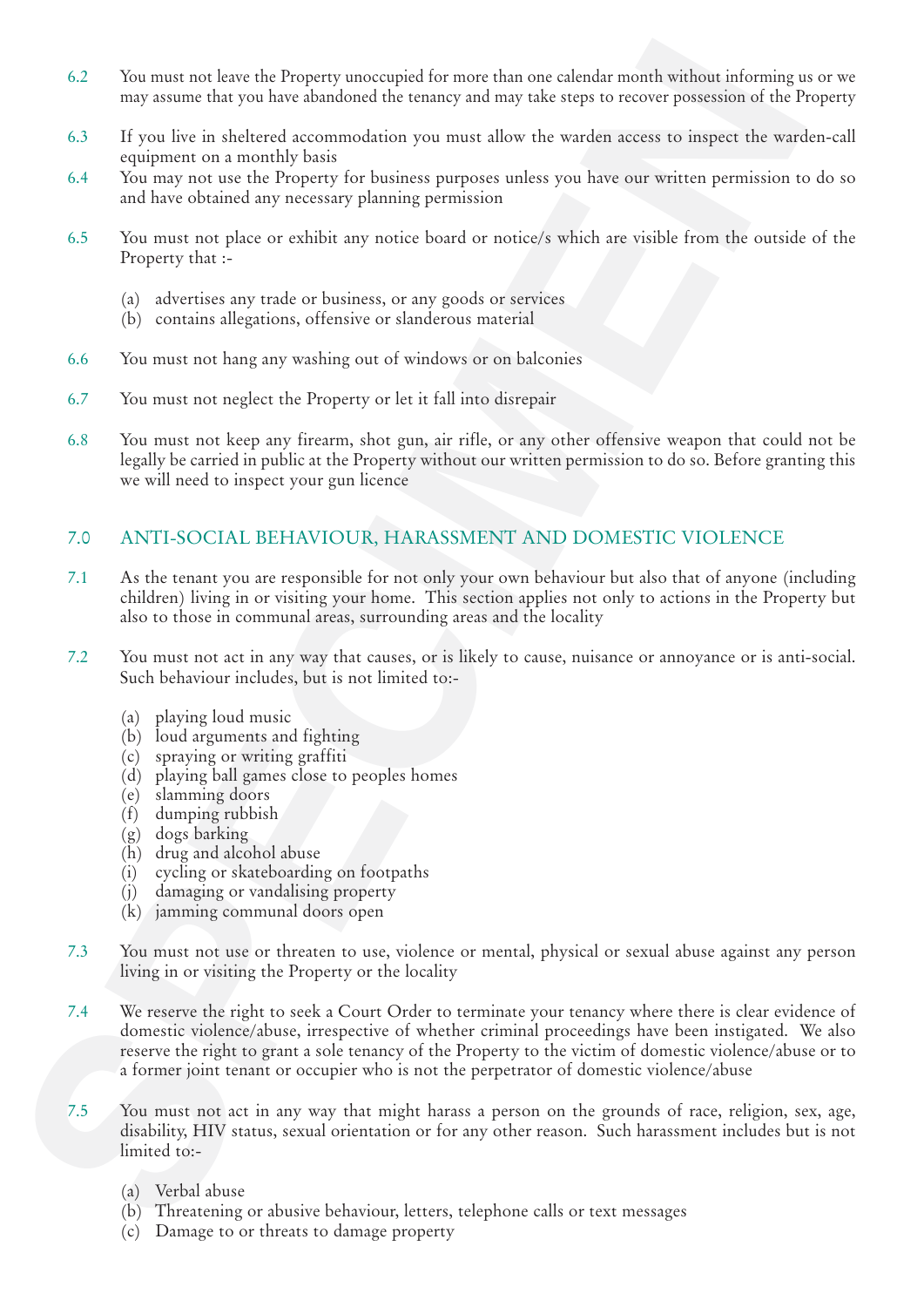6.2 You must not leave the Property unoccupied for more than one calendar month without informing us or we may assume that you have abandoned the tenancy and may take steps to recover possession of the Property

6.3 If you live in sheltered accommodation you must allow the warden access to inspect the warden-call equipment on a monthly basis

6.4 You may not use the Property for business purposes unless you have our written permission to do so and have obtained any necessary planning permission

6.5 You must not place or exhibit any notice board or notice/s which are visible from the outside of the Property that :-

(a) advertises any trade or business, or any goods or services
(b) contains allegations, offensive or slanderous material

6.6 You must not hang any washing out of windows or on balconies

6.7 You must not neglect the Property or let it fall into disrepair

6.8 You must not keep any firearm, shot gun, air rifle, or any other offensive weapon that could not be legally be carried in public at the Property without our written permission to do so. Before granting this we will need to inspect your gun licence

## 7.0 ANTI-SOCIAL BEHAVIOUR, HARASSMENT AND DOMESTIC VIOLENCE

7.1 As the tenant you are responsible for not only your own behaviour but also that of anyone (including children) living in or visiting your home. This section applies not only to actions in the Property but also to those in communal areas, surrounding areas and the locality

7.2 You must not act in any way that causes, or is likely to cause, nuisance or annoyance or is anti-social. Such behaviour includes, but is not limited to:-

(a) playing loud music
(b) loud arguments and fighting
(c) spraying or writing graffiti
(d) playing ball games close to peoples homes
(e) slamming doors
(f) dumping rubbish
(g) dogs barking
(h) drug and alcohol abuse
(i) cycling or skateboarding on footpaths
(j) damaging or vandalising property
(k) jamming communal doors open

7.3 You must not use or threaten to use, violence or mental, physical or sexual abuse against any person living in or visiting the Property or the locality

7.4 We reserve the right to seek a Court Order to terminate your tenancy where there is clear evidence of domestic violence/abuse, irrespective of whether criminal proceedings have been instigated. We also reserve the right to grant a sole tenancy of the Property to the victim of domestic violence/abuse or to a former joint tenant or occupier who is not the perpetrator of domestic violence/abuse

7.5 You must not act in any way that might harass a person on the grounds of race, religion, sex, age, disability, HIV status, sexual orientation or for any other reason. Such harassment includes but is not limited to:-

(a) Verbal abuse
(b) Threatening or abusive behaviour, letters, telephone calls or text messages
(c) Damage to or threats to damage property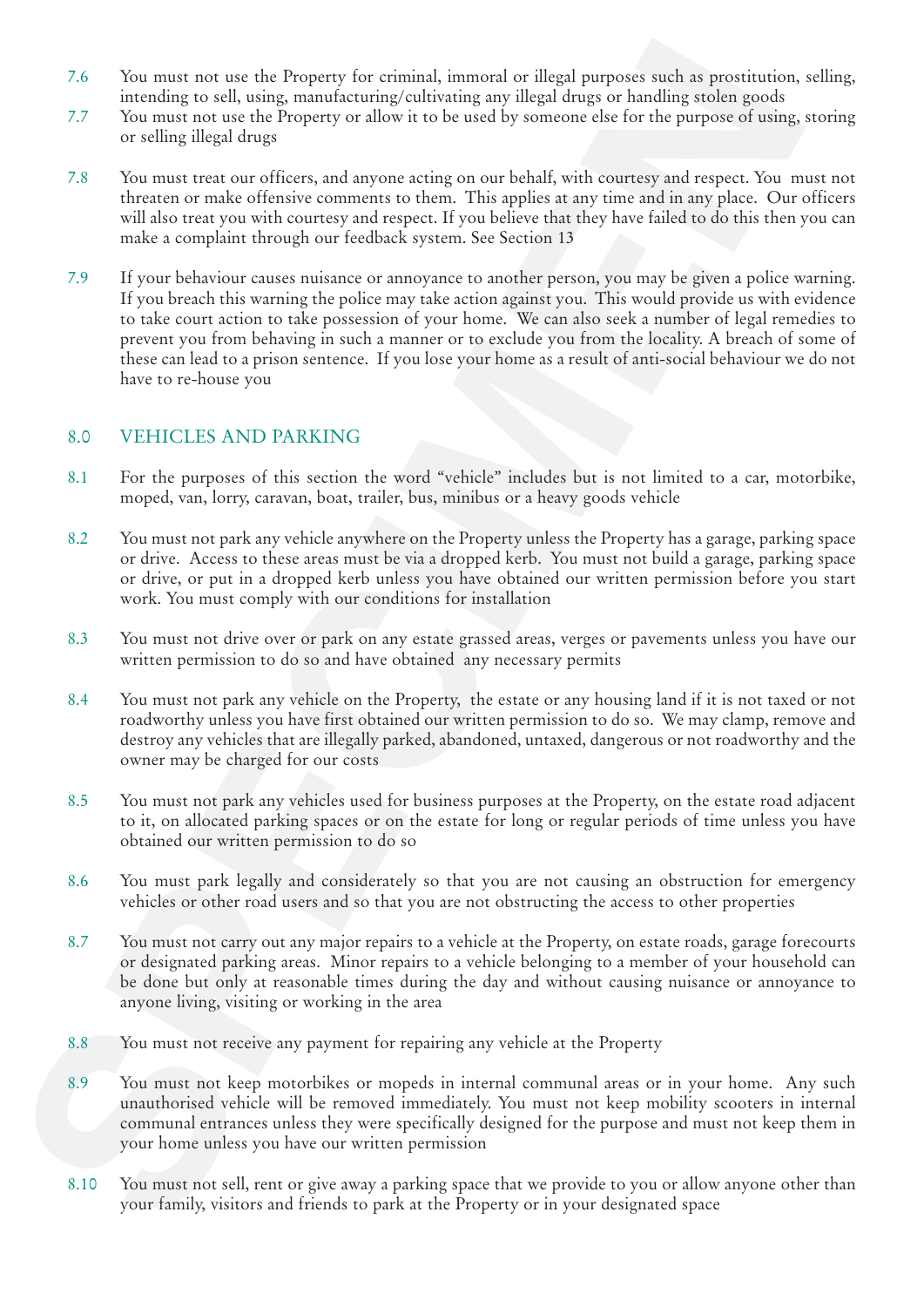7.6 You must not use the Property for criminal, immoral or illegal purposes such as prostitution, selling, intending to sell, using, manufacturing/cultivating any illegal drugs or handling stolen goods

7.7 You must not use the Property or allow it to be used by someone else for the purpose of using, storing or selling illegal drugs

7.8 You must treat our officers, and anyone acting on our behalf, with courtesy and respect. You must not threaten or make offensive comments to them. This applies at any time and in any place. Our officers will also treat you with courtesy and respect. If you believe that they have failed to do this then you can make a complaint through our feedback system. See Section 13

7.9 If your behaviour causes nuisance or annoyance to another person, you may be given a police warning. If you breach this warning the police may take action against you. This would provide us with evidence to take court action to take possession of your home. We can also seek a number of legal remedies to prevent you from behaving in such a manner or to exclude you from the locality. A breach of some of these can lead to a prison sentence. If you lose your home as a result of anti-social behaviour we do not have to re-house you

## 8.0 VEHICLES AND PARKING

8.1 For the purposes of this section the word "vehicle" includes but is not limited to a car, motorbike, moped, van, lorry, caravan, boat, trailer, bus, minibus or a heavy goods vehicle

8.2 You must not park any vehicle anywhere on the Property unless the Property has a garage, parking space or drive. Access to these areas must be via a dropped kerb. You must not build a garage, parking space or drive, or put in a dropped kerb unless you have obtained our written permission before you start work. You must comply with our conditions for installation

8.3 You must not drive over or park on any estate grassed areas, verges or pavements unless you have our written permission to do so and have obtained any necessary permits

8.4 You must not park any vehicle on the Property, the estate or any housing land if it is not taxed or not roadworthy unless you have first obtained our written permission to do so. We may clamp, remove and destroy any vehicles that are illegally parked, abandoned, untaxed, dangerous or not roadworthy and the owner may be charged for our costs

8.5 You must not park any vehicles used for business purposes at the Property, on the estate road adjacent to it, on allocated parking spaces or on the estate for long or regular periods of time unless you have obtained our written permission to do so

8.6 You must park legally and considerately so that you are not causing an obstruction for emergency vehicles or other road users and so that you are not obstructing the access to other properties

8.7 You must not carry out any major repairs to a vehicle at the Property, on estate roads, garage forecourts or designated parking areas. Minor repairs to a vehicle belonging to a member of your household can be done but only at reasonable times during the day and without causing nuisance or annoyance to anyone living, visiting or working in the area

8.8 You must not receive any payment for repairing any vehicle at the Property

8.9 You must not keep motorbikes or mopeds in internal communal areas or in your home. Any such unauthorised vehicle will be removed immediately. You must not keep mobility scooters in internal communal entrances unless they were specifically designed for the purpose and must not keep them in your home unless you have our written permission

8.10 You must not sell, rent or give away a parking space that we provide to you or allow anyone other than your family, visitors and friends to park at the Property or in your designated space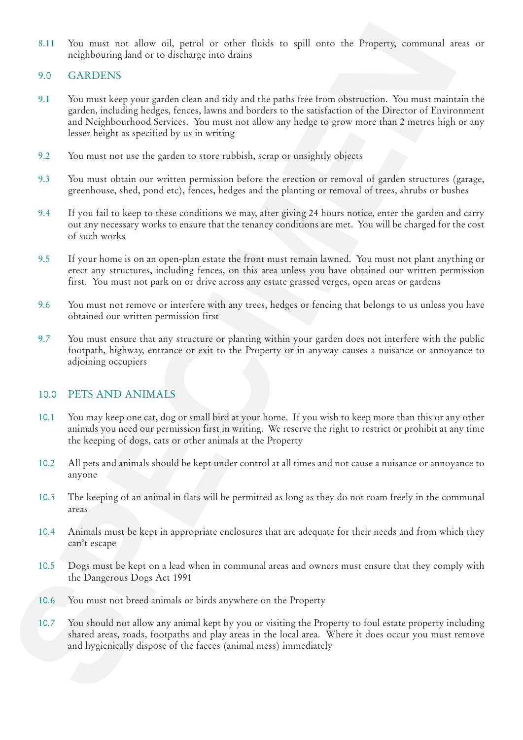8.11 You must not allow oil, petrol or other fluids to spill onto the Property, communal areas or neighbouring land or to discharge into drains

## 9.0 GARDENS

9.1 You must keep your garden clean and tidy and the paths free from obstruction. You must maintain the garden, including hedges, fences, lawns and borders to the satisfaction of the Director of Environment and Neighbourhood Services. You must not allow any hedge to grow more than 2 metres high or any lesser height as specified by us in writing

9.2 You must not use the garden to store rubbish, scrap or unsightly objects

9.3 You must obtain our written permission before the erection or removal of garden structures (garage, greenhouse, shed, pond etc), fences, hedges and the planting or removal of trees, shrubs or bushes

9.4 If you fail to keep to these conditions we may, after giving 24 hours notice, enter the garden and carry out any necessary works to ensure that the tenancy conditions are met. You will be charged for the cost of such works

9.5 If your home is on an open-plan estate the front must remain lawned. You must not plant anything or erect any structures, including fences, on this area unless you have obtained our written permission first. You must not park on or drive across any estate grassed verges, open areas or gardens

9.6 You must not remove or interfere with any trees, hedges or fencing that belongs to us unless you have obtained our written permission first

9.7 You must ensure that any structure or planting within your garden does not interfere with the public footpath, highway, entrance or exit to the Property or in anyway causes a nuisance or annoyance to adjoining occupiers

## 10.0 PETS AND ANIMALS

10.1 You may keep one cat, dog or small bird at your home. If you wish to keep more than this or any other animals you need our permission first in writing. We reserve the right to restrict or prohibit at any time the keeping of dogs, cats or other animals at the Property

10.2 All pets and animals should be kept under control at all times and not cause a nuisance or annoyance to anyone

10.3 The keeping of an animal in flats will be permitted as long as they do not roam freely in the communal areas

10.4 Animals must be kept in appropriate enclosures that are adequate for their needs and from which they can't escape

10.5 Dogs must be kept on a lead when in communal areas and owners must ensure that they comply with the Dangerous Dogs Act 1991

10.6 You must not breed animals or birds anywhere on the Property

10.7 You should not allow any animal kept by you or visiting the Property to foul estate property including shared areas, roads, footpaths and play areas in the local area. Where it does occur you must remove and hygienically dispose of the faeces (animal mess) immediately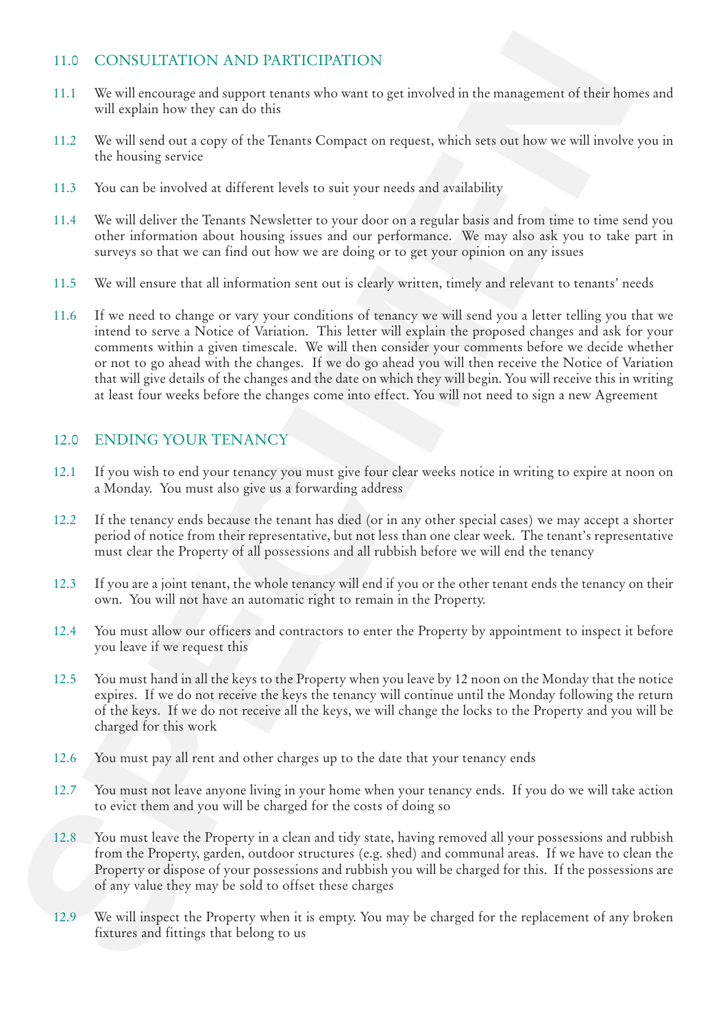## 11.0 CONSULTATION AND PARTICIPATION

11.1 We will encourage and support tenants who want to get involved in the management of their homes and will explain how they can do this

11.2 We will send out a copy of the Tenants Compact on request, which sets out how we will involve you in the housing service

11.3 You can be involved at different levels to suit your needs and availability

11.4 We will deliver the Tenants Newsletter to your door on a regular basis and from time to time send you other information about housing issues and our performance. We may also ask you to take part in surveys so that we can find out how we are doing or to get your opinion on any issues

11.5 We will ensure that all information sent out is clearly written, timely and relevant to tenants' needs

11.6 If we need to change or vary your conditions of tenancy we will send you a letter telling you that we intend to serve a Notice of Variation. This letter will explain the proposed changes and ask for your comments within a given timescale. We will then consider your comments before we decide whether or not to go ahead with the changes. If we do go ahead you will then receive the Notice of Variation that will give details of the changes and the date on which they will begin. You will receive this in writing at least four weeks before the changes come into effect. You will not need to sign a new Agreement

## 12.0 ENDING YOUR TENANCY

12.1 If you wish to end your tenancy you must give four clear weeks notice in writing to expire at noon on a Monday. You must also give us a forwarding address

12.2 If the tenancy ends because the tenant has died (or in any other special cases) we may accept a shorter period of notice from their representative, but not less than one clear week. The tenant's representative must clear the Property of all possessions and all rubbish before we will end the tenancy

12.3 If you are a joint tenant, the whole tenancy will end if you or the other tenant ends the tenancy on their own. You will not have an automatic right to remain in the Property.

12.4 You must allow our officers and contractors to enter the Property by appointment to inspect it before you leave if we request this

12.5 You must hand in all the keys to the Property when you leave by 12 noon on the Monday that the notice expires. If we do not receive the keys the tenancy will continue until the Monday following the return of the keys. If we do not receive all the keys, we will change the locks to the Property and you will be charged for this work

12.6 You must pay all rent and other charges up to the date that your tenancy ends

12.7 You must not leave anyone living in your home when your tenancy ends. If you do we will take action to evict them and you will be charged for the costs of doing so

12.8 You must leave the Property in a clean and tidy state, having removed all your possessions and rubbish from the Property, garden, outdoor structures (e.g. shed) and communal areas. If we have to clean the Property or dispose of your possessions and rubbish you will be charged for this. If the possessions are of any value they may be sold to offset these charges

12.9 We will inspect the Property when it is empty. You may be charged for the replacement of any broken fixtures and fittings that belong to us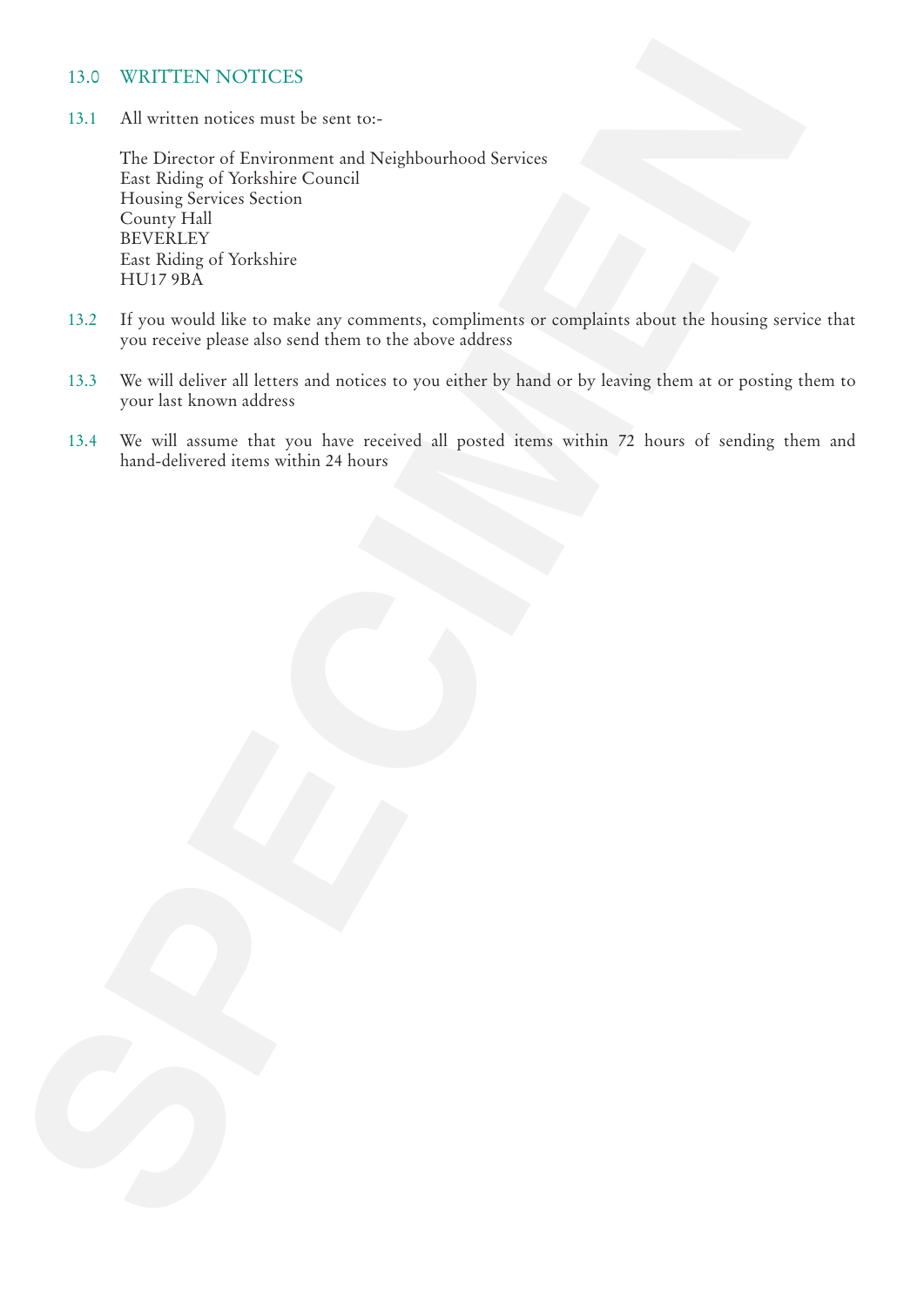## 13.0 WRITTEN NOTICES

13.1 All written notices must be sent to:-

The Director of Environment and Neighbourhood Services
East Riding of Yorkshire Council
Housing Services Section
County Hall
BEVERLEY
East Riding of Yorkshire
HU17 9BA

13.2 If you would like to make any comments, compliments or complaints about the housing service that you receive please also send them to the above address

13.3 We will deliver all letters and notices to you either by hand or by leaving them at or posting them to your last known address

13.4 We will assume that you have received all posted items within 72 hours of sending them and hand-delivered items within 24 hours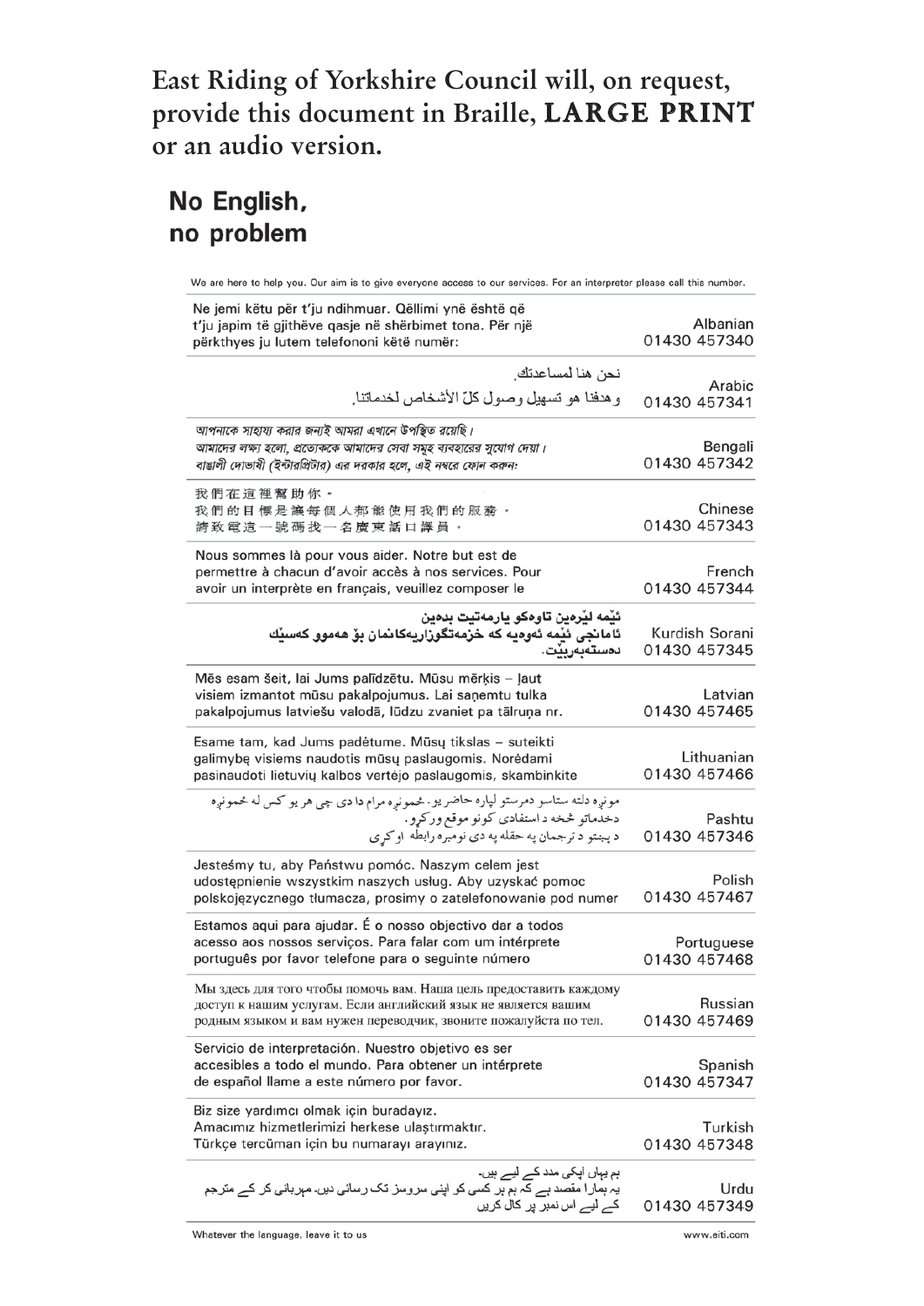**East Riding of Yorkshire Council will, on request, provide this document in Braille, LARGE PRINT or an audio version.**

## No English, no problem

We are here to help you. Our aim is to give everyone access to our services. For an interpreter please call this number.

| | |
|---|---|
| Ne jemi këtu për t'ju ndihmuar. Qëllimi ynë është që t'ju japim të gjithëve qasje në shërbimet tona. Për një përkthyes ju lutem telefononi këtë numër: | Albanian 01430 457340 |
| نحن هنا لمساعدتك. وهدفنا هو تسهيل وصول كلّ الأشخاص لخدماتنا. | Arabic 01430 457341 |
| আপনাকে সাহায্য করার জন্যই আমরা এখানে উপস্থিত রয়েছি। আমাদের লক্ষ্য হলো, প্রত্যেককে আমাদের সেবা সমূহ ব্যবহারের সুযোগ দেয়া। বাঙালী দোভাষী (ইন্টারপ্রিটার) এর দরকার হলে, এই নম্বরে ফোন করুন: | Bengali 01430 457342 |
| 我們在這裡幫助你。我們的目標是讓每個人都能使用我們的服務。請致電這一號碼找一名廣東話口譯員。 | Chinese 01430 457343 |
| Nous sommes là pour vous aider. Notre but est de permettre à chacun d'avoir accès à nos services. Pour avoir un interprète en français, veuillez composer le | French 01430 457344 |
| ئێمە لێرەین تاوەکو یارمەتیت بدەین ئامانجی ئێمە ئەوەیە کە خزمەتگوزارییەکانمان بۆ هەموو کەسێك دەستەبەربێت. | Kurdish Sorani 01430 457345 |
| Mēs esam šeit, lai Jums palīdzētu. Mūsu mērķis – ļaut visiem izmantot mūsu pakalpojumus. Lai saņemtu tulka pakalpojumus latviešu valodā, lūdzu zvaniet pa tālruņa nr. | Latvian 01430 457465 |
| Esame tam, kad Jums padėtume. Mūsų tikslas – suteikti galimybę visiems naudotis mūsų paslaugomis. Norėdami pasinaudoti lietuvių kalbos vertėjo paslaugomis, skambinkite | Lithuanian 01430 457466 |
| مونږه دلته ستاسو دمرستو لپاره حاضر یو. ځمونږه مرام دا دی چې هر یو کس له ځمونږه دخدماتو څخه د استفادې کونو موقع ورکړو. د پښتو د ترجمان په حقله په دې نومبره رابطه اوکړئ | Pashtu 01430 457346 |
| Jesteśmy tu, aby Państwu pomóc. Naszym celem jest udostępnienie wszystkim naszych usług. Aby uzyskać pomoc polskojęzycznego tłumacza, prosimy o zatelefonowanie pod numer | Polish 01430 457467 |
| Estamos aqui para ajudar. É o nosso objectivo dar a todos acesso aos nossos serviços. Para falar com um intérprete português por favor telefone para o seguinte número | Portuguese 01430 457468 |
| Мы здесь для того чтобы помочь вам. Наша цель предоставить каждому доступ к нашим услугам. Если английский язык не является вашим родным языком и вам нужен переводчик, звоните пожалуйста по тел. | Russian 01430 457469 |
| Servicio de interpretación. Nuestro objetivo es ser accesibles a todo el mundo. Para obtener un intérprete de español llame a este número por favor. | Spanish 01430 457347 |
| Biz size yardımcı olmak için buradayız. Amacımız hizmetlerimizi herkese ulaştırmaktır. Türkçe tercüman için bu numarayı arayınız. | Turkish 01430 457348 |
| ہم یہاں آپکی مدد کے لیے ہیں۔ یہ ہمارا مقصد ہے کہ ہم ہر کسی کو اپنی سروسز تک رسائی دیں۔ مہربانی کر کے مترجم کے لیے اس نمبر پر کال کریں | Urdu 01430 457349 |

Whatever the language, leave it to us

www.eiti.com